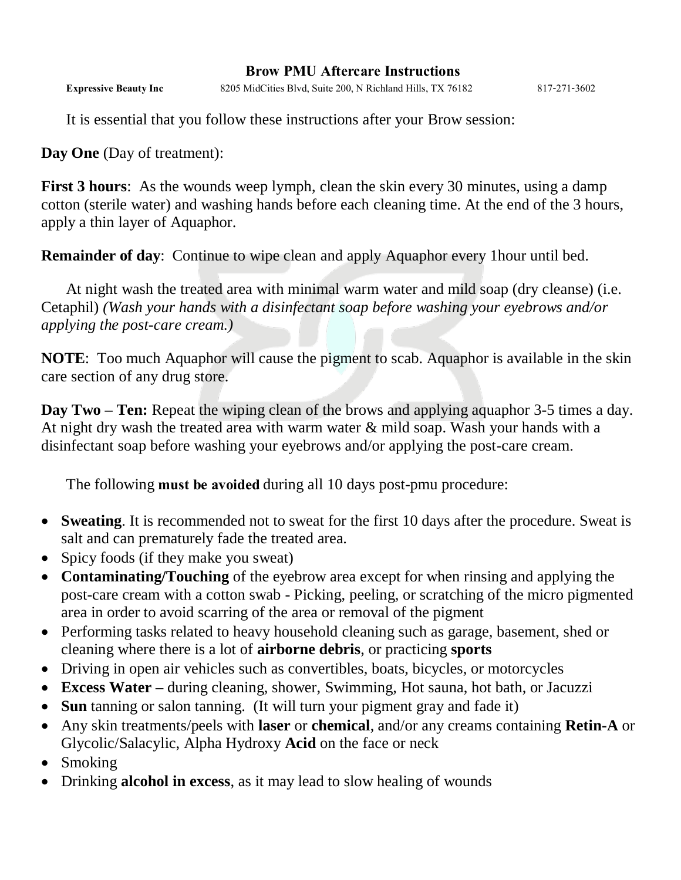# Brow PMU Aftercare Instructions

**Expressive Beauty Inc** 8205 MidCities Blvd, Suite 200, N Richland Hills, TX 76182 817-271-3602

It is essential that you follow these instructions after your Brow session:

**Day One** (Day of treatment):

**First 3 hours**: As the wounds weep lymph, clean the skin every 30 minutes, using a damp cotton (sterile water) and washing hands before each cleaning time. At the end of the 3 hours, apply a thin layer of Aquaphor.

**Remainder of day**: Continue to wipe clean and apply Aquaphor every 1hour until bed.

At night wash the treated area with minimal warm water and mild soap (dry cleanse) (i.e. Cetaphil) *(Wash your hands with a disinfectant soap before washing your eyebrows and/or applying the post-care cream.)*

**NOTE**: Too much Aquaphor will cause the pigment to scab. Aquaphor is available in the skin care section of any drug store.

**Day Two – Ten:** Repeat the wiping clean of the brows and applying aquaphor 3-5 times a day. At night dry wash the treated area with warm water & mild soap. Wash your hands with a disinfectant soap before washing your eyebrows and/or applying the post-care cream.

The following **must be avoided** during all 10 days post-pmu procedure:

- **Sweating**. It is recommended not to sweat for the first 10 days after the procedure. Sweat is salt and can prematurely fade the treated area.
- Spicy foods (if they make you sweat)
- **Contaminating/Touching** of the eyebrow area except for when rinsing and applying the post-care cream with a cotton swab - Picking, peeling, or scratching of the micro pigmented area in order to avoid scarring of the area or removal of the pigment
- Performing tasks related to heavy household cleaning such as garage, basement, shed or cleaning where there is a lot of **airborne debris**, or practicing **sports**
- Driving in open air vehicles such as convertibles, boats, bicycles, or motorcycles
- **Excess Water –** during cleaning, shower, Swimming, Hot sauna, hot bath, or Jacuzzi
- **Sun** tanning or salon tanning. (It will turn your pigment gray and fade it)
- Any skin treatments/peels with **laser** or **chemical**, and/or any creams containing **Retin-A** or Glycolic/Salacylic, Alpha Hydroxy **Acid** on the face or neck
- Smoking
- Drinking **alcohol in excess**, as it may lead to slow healing of wounds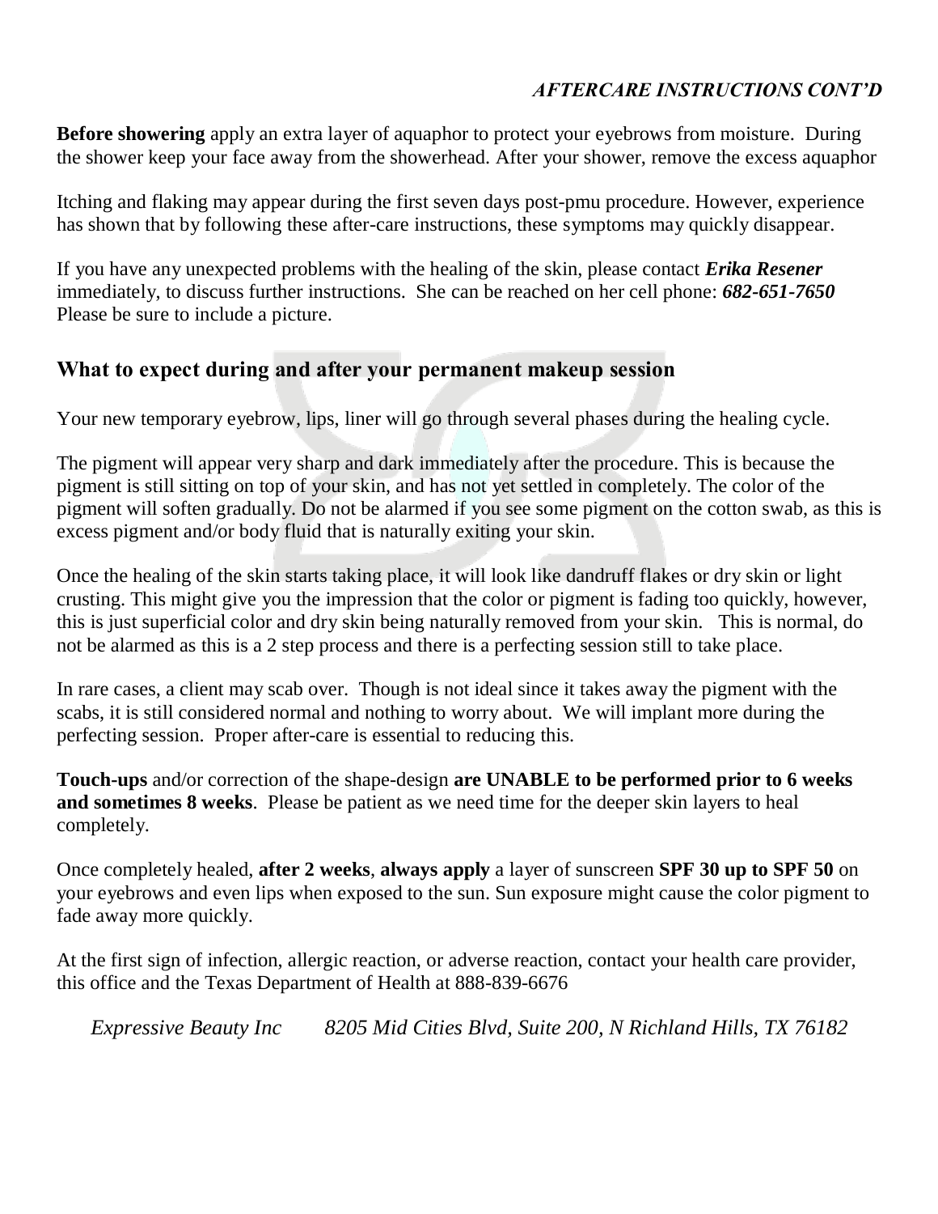*AFTERCARE INSTRUCTIONS CONT'D*

**Before showering** apply an extra layer of aquaphor to protect your eyebrows from moisture. During the shower keep your face away from the showerhead. After your shower, remove the excess aquaphor

Itching and flaking may appear during the first seven days post-pmu procedure. However, experience has shown that by following these after-care instructions, these symptoms may quickly disappear.

If you have any unexpected problems with the healing of the skin, please contact ***Erika Resener*** immediately, to discuss further instructions. She can be reached on her cell phone: ***682-651-7650*** Please be sure to include a picture.

## What to expect during and after your permanent makeup session

Your new temporary eyebrow, lips, liner will go through several phases during the healing cycle.

The pigment will appear very sharp and dark immediately after the procedure. This is because the pigment is still sitting on top of your skin, and has not yet settled in completely. The color of the pigment will soften gradually. Do not be alarmed if you see some pigment on the cotton swab, as this is excess pigment and/or body fluid that is naturally exiting your skin.

Once the healing of the skin starts taking place, it will look like dandruff flakes or dry skin or light crusting. This might give you the impression that the color or pigment is fading too quickly, however, this is just superficial color and dry skin being naturally removed from your skin. This is normal, do not be alarmed as this is a 2 step process and there is a perfecting session still to take place.

In rare cases, a client may scab over. Though is not ideal since it takes away the pigment with the scabs, it is still considered normal and nothing to worry about. We will implant more during the perfecting session. Proper after-care is essential to reducing this.

**Touch-ups** and/or correction of the shape-design **are UNABLE to be performed prior to 6 weeks and sometimes 8 weeks**. Please be patient as we need time for the deeper skin layers to heal completely.

Once completely healed, **after 2 weeks**, **always apply** a layer of sunscreen **SPF 30 up to SPF 50** on your eyebrows and even lips when exposed to the sun. Sun exposure might cause the color pigment to fade away more quickly.

At the first sign of infection, allergic reaction, or adverse reaction, contact your health care provider, this office and the Texas Department of Health at 888-839-6676

*Expressive Beauty Inc 8205 Mid Cities Blvd, Suite 200, N Richland Hills, TX 76182*